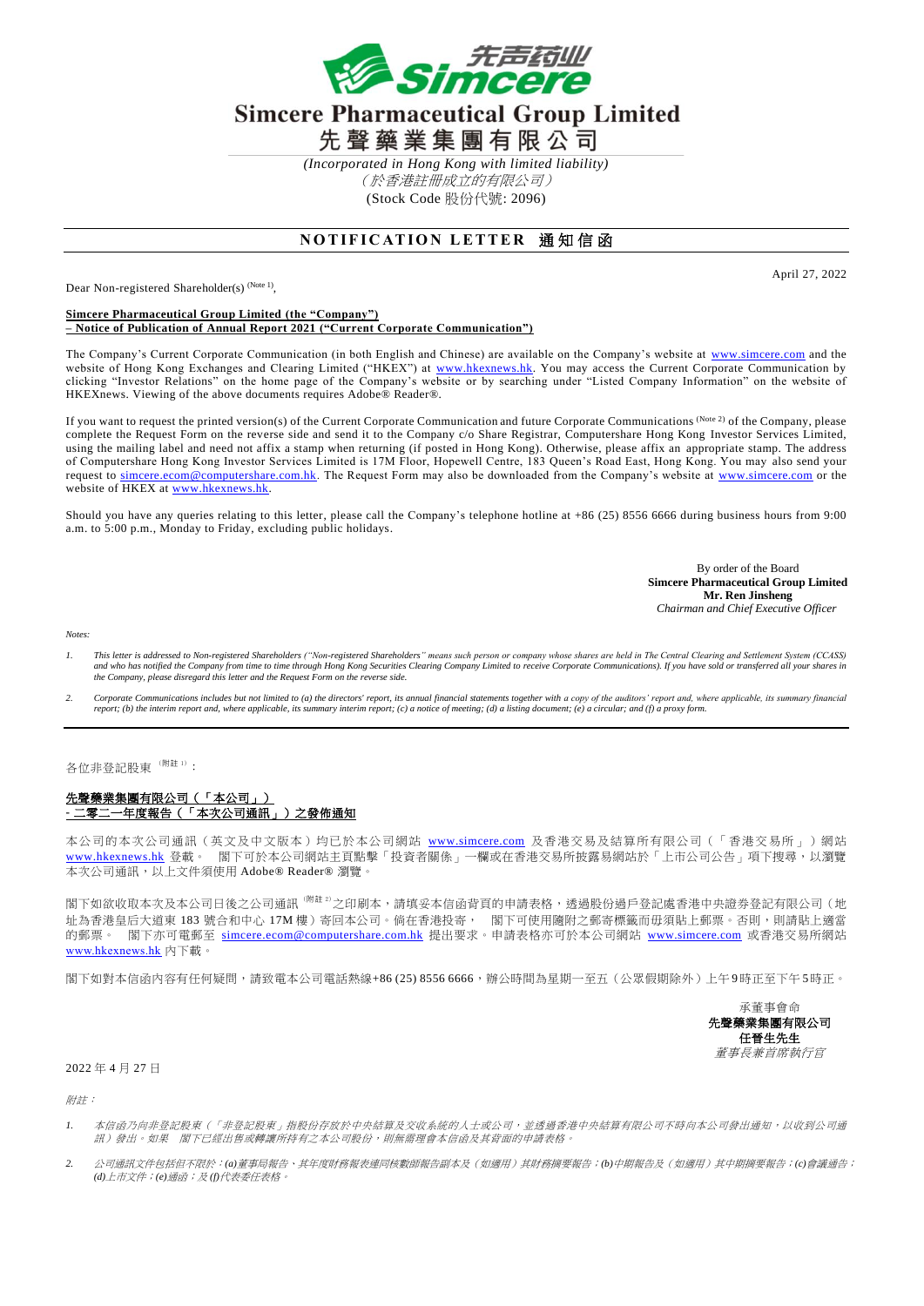# Simcere Pharmaceutical Group Limited

# 先聲藥業集團有限公司

*(Incorporated in Hong Kong with limited liability)*

*（於香港註冊成立的有限公司）*

(Stock Code 股份代號: 2096)

## NOTIFICATION LETTER 通知信函

April 27, 2022

Dear Non-registered Shareholder(s) (Note 1),

**Simcere Pharmaceutical Group Limited (the "Company")**
**– Notice of Publication of Annual Report 2021 ("Current Corporate Communication")**

The Company's Current Corporate Communication (in both English and Chinese) are available on the Company's website at www.simcere.com and the website of Hong Kong Exchanges and Clearing Limited ("HKEX") at www.hkexnews.hk. You may access the Current Corporate Communication by clicking "Investor Relations" on the home page of the Company's website or by searching under "Listed Company Information" on the website of HKEXnews. Viewing of the above documents requires Adobe® Reader®.

If you want to request the printed version(s) of the Current Corporate Communication and future Corporate Communications (Note 2) of the Company, please complete the Request Form on the reverse side and send it to the Company c/o Share Registrar, Computershare Hong Kong Investor Services Limited, using the mailing label and need not affix a stamp when returning (if posted in Hong Kong). Otherwise, please affix an appropriate stamp. The address of Computershare Hong Kong Investor Services Limited is 17M Floor, Hopewell Centre, 183 Queen's Road East, Hong Kong. You may also send your request to simcere.ecom@computershare.com.hk. The Request Form may also be downloaded from the Company's website at www.simcere.com or the website of HKEX at www.hkexnews.hk.

Should you have any queries relating to this letter, please call the Company's telephone hotline at +86 (25) 8556 6666 during business hours from 9:00 a.m. to 5:00 p.m., Monday to Friday, excluding public holidays.

By order of the Board
**Simcere Pharmaceutical Group Limited**
**Mr. Ren Jinsheng**
*Chairman and Chief Executive Officer*

*Notes:*

1. *This letter is addressed to Non-registered Shareholders ("Non-registered Shareholders" means such person or company whose shares are held in The Central Clearing and Settlement System (CCASS) and who has notified the Company from time to time through Hong Kong Securities Clearing Company Limited to receive Corporate Communications). If you have sold or transferred all your shares in the Company, please disregard this letter and the Request Form on the reverse side.*
2. *Corporate Communications includes but not limited to (a) the directors' report, its annual financial statements together with a copy of the auditors' report and, where applicable, its summary financial report; (b) the interim report and, where applicable, its summary interim report; (c) a notice of meeting; (d) a listing document; (e) a circular; and (f) a proxy form.*

---

各位非登記股東 (附註 1)：

**先聲藥業集團有限公司（「本公司」）**
**- 二零二一年度報告（「本次公司通訊」）之發佈通知**

本公司的本次公司通訊（英文及中文版本）均已於本公司網站 www.simcere.com 及香港交易及結算所有限公司（「香港交易所」）網站 www.hkexnews.hk 登載。 閣下可於本公司網站主頁點擊「投資者關係」一欄或在香港交易所披露易網站於「上市公司公告」項下搜尋，以瀏覽本次公司通訊，以上文件須使用 Adobe® Reader® 瀏覽。

閣下如欲收取本次及本公司日後之公司通訊 (附註 2) 之印刷本，請填妥本信函背頁的申請表格，透過股份過戶登記處香港中央證券登記有限公司（地址為香港皇后大道東 183 號合和中心 17M 樓）寄回本公司。倘在香港投寄， 閣下可使用隨附之郵寄標籤而毋須貼上郵票。否則，則請貼上適當的郵票。 閣下亦可電郵至 simcere.ecom@computershare.com.hk 提出要求。申請表格亦可於本公司網站 www.simcere.com 或香港交易所網站 www.hkexnews.hk 內下載。

閣下如對本信函內容有任何疑問，請致電本公司電話熱線+86 (25) 8556 6666，辦公時間為星期一至五（公眾假期除外）上午9時正至下午5時正。

承董事會命
**先聲藥業集團有限公司**
**任晉生先生**
*董事長兼首席執行官*

2022 年 4 月 27 日

*附註：*

1. *本信函乃向非登記股東（「非登記股東」指股份存放於中央結算及交收系統的人士或公司，並透過香港中央結算有限公司不時向本公司發出通知，以收到公司通訊）發出。如果 閣下已經出售或轉讓所持有之本公司股份，則無需理會本信函及其背面的申請表格。*
2. *公司通訊文件包括但不限於：(a)董事局報告、其年度財務報表連同核數師報告副本及（如適用）其財務摘要報告；(b)中期報告及（如適用）其中期摘要報告；(c)會議通告；(d)上市文件；(e)通函；及 (f)代表委任表格。*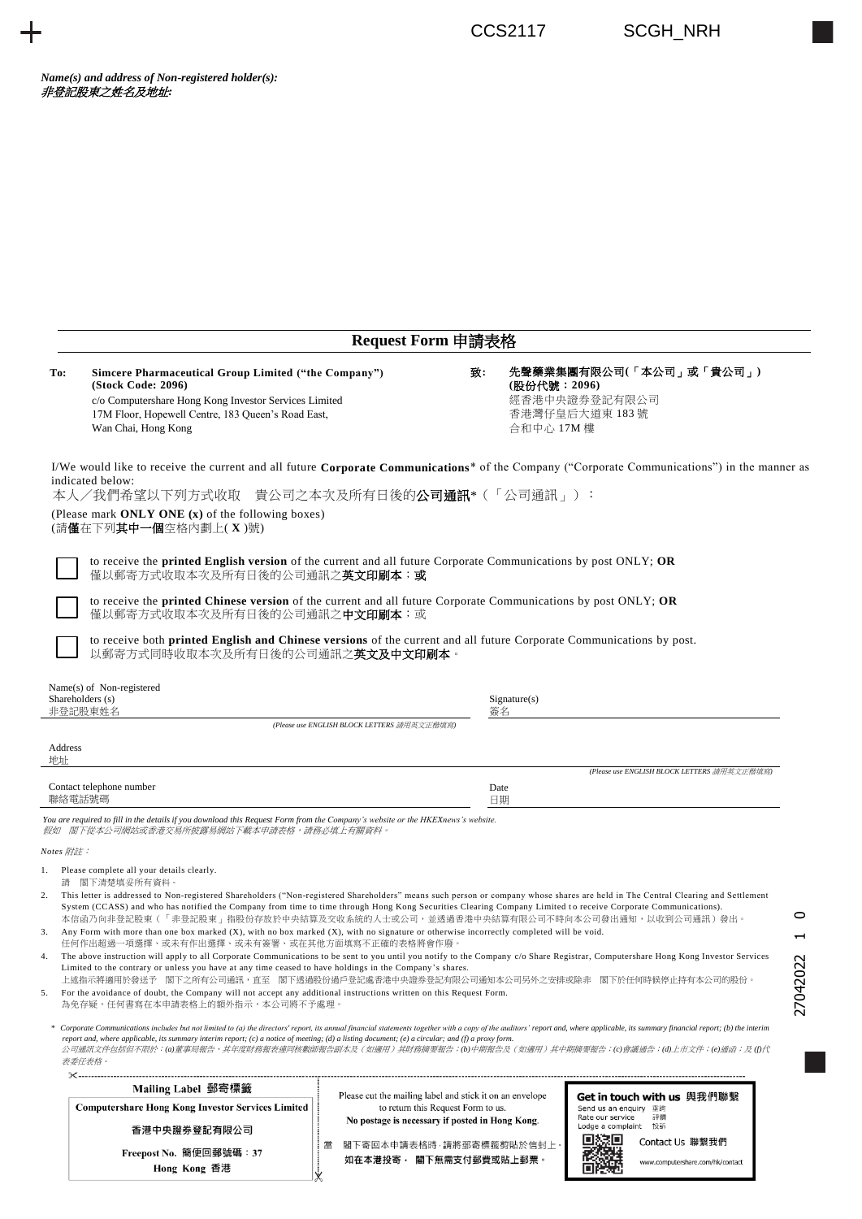*Name(s) and address of Non-registered holder(s):*
*非登記股東之姓名及地址:*

## Request Form 申請表格

**To:** **Simcere Pharmaceutical Group Limited ("the Company")**
**(Stock Code: 2096)**
c/o Computershare Hong Kong Investor Services Limited
17M Floor, Hopewell Centre, 183 Queen's Road East,
Wan Chai, Hong Kong

**致:** **先聲藥業集團有限公司(「本公司」或「貴公司」)**
**(股份代號:2096)**
經香港中央證券登記有限公司
香港灣仔皇后大道東183號
合和中心17M樓

I/We would like to receive the current and all future **Corporate Communications*** of the Company ("Corporate Communications") in the manner as indicated below:
本人/我們希望以下列方式收取 貴公司之本次及所有日後的**公司通訊***(「公司通訊」):

(Please mark **ONLY ONE (x)** of the following boxes)
(請**僅**在下列**其中一個**空格內劃上( **X** )號)

☐ to receive the **printed English version** of the current and all future Corporate Communications by post ONLY; **OR**
僅以郵寄方式收取本次及所有日後的公司通訊之**英文印刷本**;**或**

☐ to receive the **printed Chinese version** of the current and all future Corporate Communications by post ONLY; **OR**
僅以郵寄方式收取本次及所有日後的公司通訊之**中文印刷本**;或

☐ to receive both **printed English and Chinese versions** of the current and all future Corporate Communications by post.
以郵寄方式同時收取本次及所有日後的公司通訊之**英文及中文印刷本**。

Name(s) of Non-registered Shareholders (s)
非登記股東姓名
*(Please use ENGLISH BLOCK LETTERS 請用英文正楷填寫)*

Signature(s)
簽名

Address
地址
*(Please use ENGLISH BLOCK LETTERS 請用英文正楷填寫)*

Contact telephone number
聯絡電話號碼

Date
日期

*You are required to fill in the details if you download this Request Form from the Company's website or the HKEXnews's website.*
*假如 閣下從本公司網站或香港交易所披露易網站下載本申請表格,請務必填上有關資料。*

*Notes 附註:*

1. Please complete all your details clearly.
   請 閣下清楚填妥所有資料。
2. This letter is addressed to Non-registered Shareholders ("Non-registered Shareholders" means such person or company whose shares are held in The Central Clearing and Settlement System (CCASS) and who has notified the Company from time to time through Hong Kong Securities Clearing Company Limited to receive Corporate Communications).
   本信函乃向非登記股東(「非登記股東」指股份存放於中央結算及交收系統的人士或公司,並透過香港中央結算有限公司不時向本公司發出通知,以收到公司通訊)發出。
3. Any Form with more than one box marked (X), with no box marked (X), with no signature or otherwise incorrectly completed will be void.
   任何作出超過一項選擇、或未有作出選擇、或未有簽署、或在其他方面填寫不正確的表格將會作廢。
4. The above instruction will apply to all Corporate Communications to be sent to you until you notify to the Company c/o Share Registrar, Computershare Hong Kong Investor Services Limited to the contrary or unless you have at any time ceased to have holdings in the Company's shares.
   上述指示將適用於發送予 閣下之所有公司通訊,直至 閣下透過股份過戶登記處香港中央證券登記有限公司通知本公司另外之安排或除非 閣下於任何時候停止持有本公司的股份。
5. For the avoidance of doubt, the Company will not accept any additional instructions written on this Request Form.
   為免存疑,任何書寫在本申請表格上的額外指示,本公司將不予處理。

\* *Corporate Communications includes but not limited to (a) the directors' report, its annual financial statements together with a copy of the auditors' report and, where applicable, its summary financial report; (b) the interim report and, where applicable, its summary interim report; (c) a notice of meeting; (d) a listing document; (e) a circular; and (f) a proxy form.*
*公司通訊文件包括但不限於:(a)董事局報告、其年度財務報表連同核數師報告副本及(如適用)其財務摘要報告;(b)中期報告及(如適用)其中期摘要報告;(c)會議通告;(d)上市文件;(e)通函;及(f)代表委任表格。*

**Mailing Label 郵寄標籤**
**Computershare Hong Kong Investor Services Limited**
**香港中央證券登記有限公司**
**Freepost No. 簡便回郵號碼:37**
**Hong Kong 香港**

Please cut the mailing label and stick it on an envelope to return this Request Form to us.
**No postage is necessary if posted in Hong Kong.**
當 閣下寄回本申請表格時,請將郵寄標籤剪貼於信封上。
**如在本港投寄, 閣下無需支付郵費或貼上郵票。**

**Get in touch with us 與我們聯繫**
Send us an enquiry 查詢
Rate our service 評價
Lodge a complaint 投訴
Contact Us 聯繫我們
www.computershare.com/hk/contact